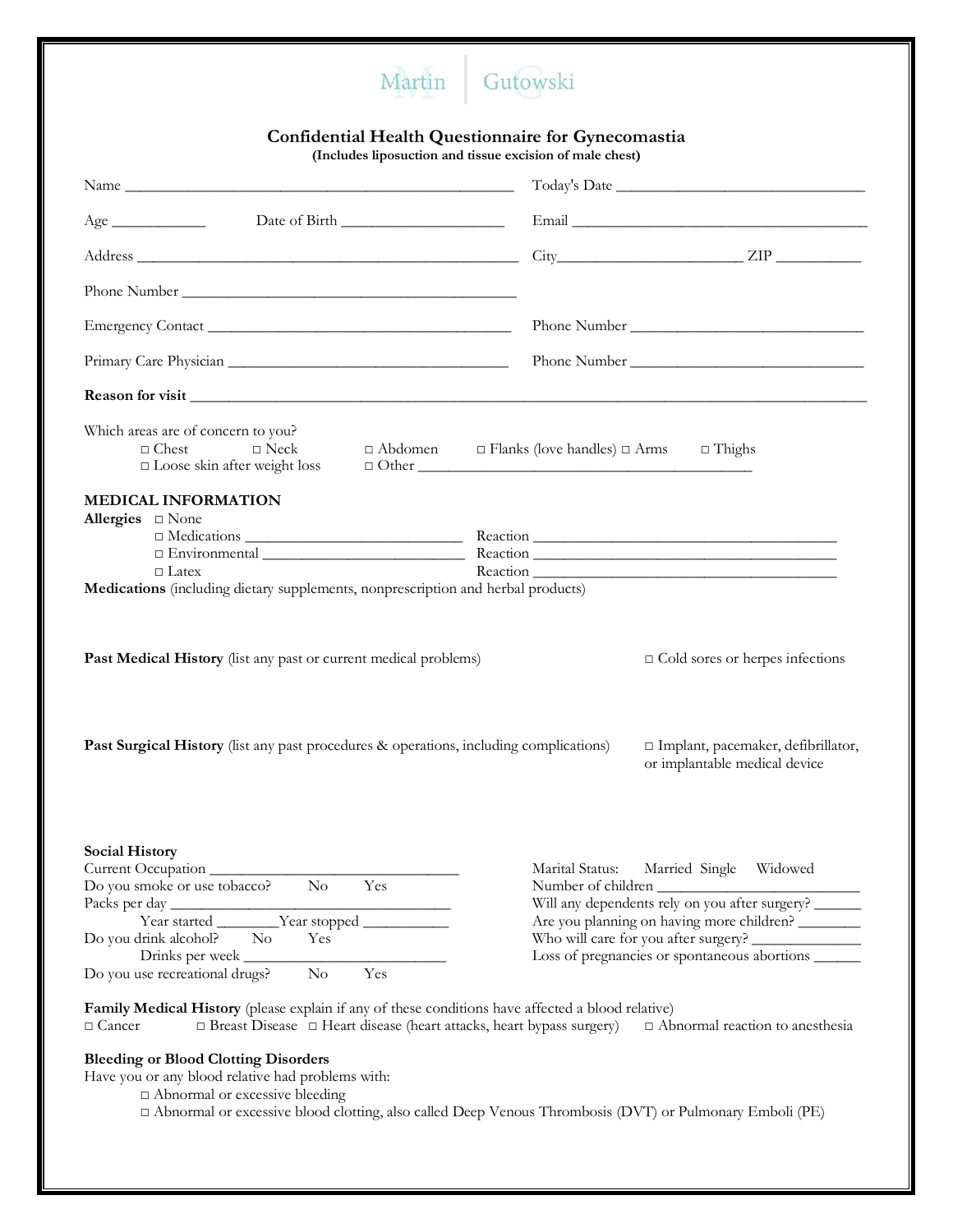Martin | Gutowski

# Confidential Health Questionnaire for Gynecomastia

**(Includes liposuction and tissue excision of male chest)**

Name ______________________________________________ Today's Date ______________________________

Age ____________ Date of Birth ____________________ Email ____________________________________

Address ______________________________________________ City______________________ ZIP __________

Phone Number ________________________________________

Emergency Contact ____________________________________ Phone Number _____________________________

Primary Care Physician _________________________________ Phone Number _____________________________

**Reason for visit** ____________________________________________________________________________

Which areas are of concern to you?

□ Chest □ Neck □ Abdomen □ Flanks (love handles) □ Arms □ Thighs

□ Loose skin after weight loss □ Other ________________________________________

## MEDICAL INFORMATION

**Allergies** □ None

□ Medications __________________________ Reaction ______________________________________

□ Environmental _________________________ Reaction ______________________________________

□ Latex Reaction ______________________________________

**Medications** (including dietary supplements, nonprescription and herbal products)

**Past Medical History** (list any past or current medical problems) □ Cold sores or herpes infections

**Past Surgical History** (list any past procedures & operations, including complications) □ Implant, pacemaker, defibrillator, or implantable medical device

**Social History**

Current Occupation ________________________________

Do you smoke or use tobacco? No Yes

Packs per day _____________________________________

Year started ________Year stopped ___________

Do you drink alcohol? No Yes

Drinks per week __________________________

Do you use recreational drugs? No Yes

Marital Status: Married Single Widowed

Number of children __________________________

Will any dependents rely on you after surgery? ______

Are you planning on having more children? ________

Who will care for you after surgery? _____________

Loss of pregnancies or spontaneous abortions ______

**Family Medical History** (please explain if any of these conditions have affected a blood relative)

□ Cancer □ Breast Disease □ Heart disease (heart attacks, heart bypass surgery) □ Abnormal reaction to anesthesia

**Bleeding or Blood Clotting Disorders**

Have you or any blood relative had problems with:

□ Abnormal or excessive bleeding

□ Abnormal or excessive blood clotting, also called Deep Venous Thrombosis (DVT) or Pulmonary Emboli (PE)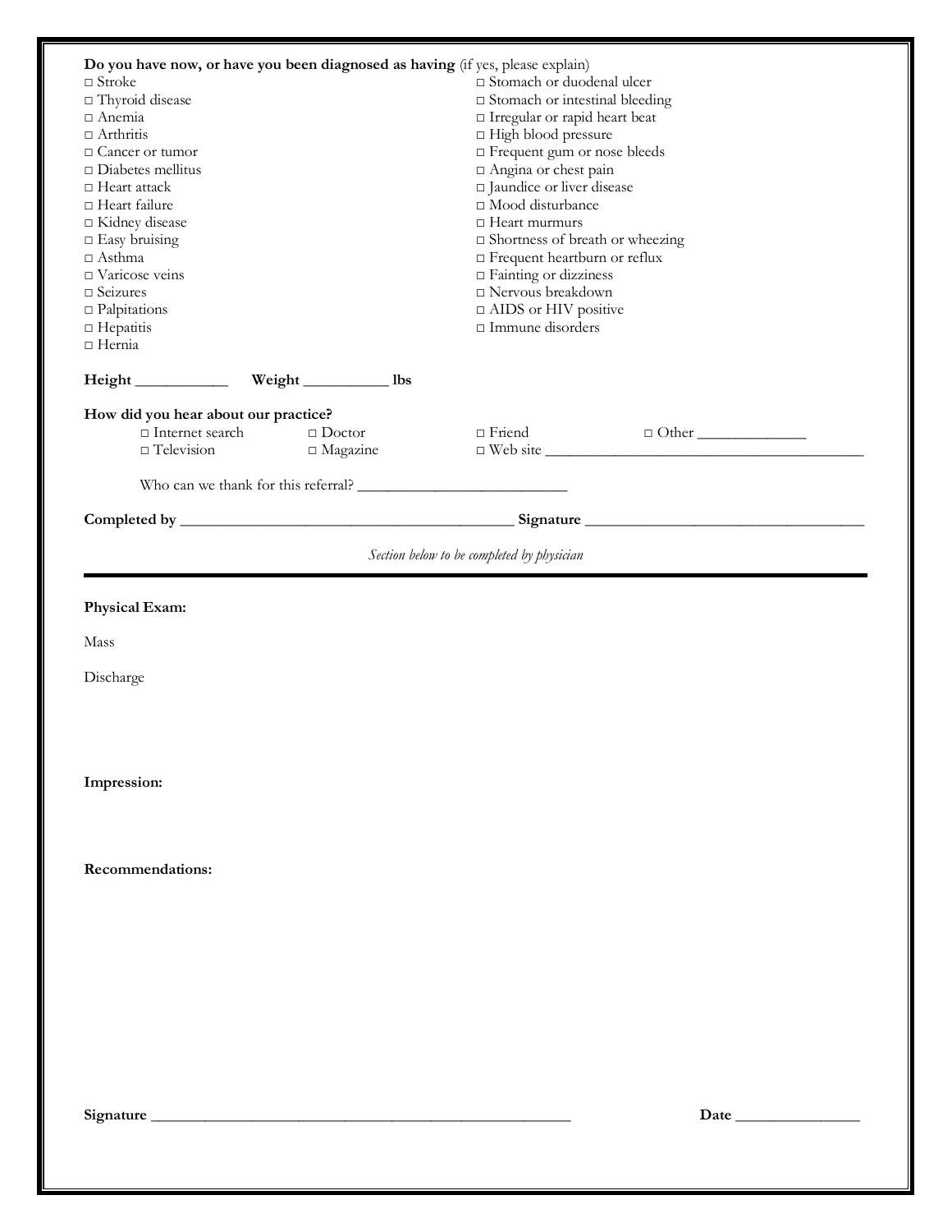**Do you have now, or have you been diagnosed as having** (if yes, please explain)

- □ Stroke
- □ Thyroid disease
- □ Anemia
- □ Arthritis
- □ Cancer or tumor
- □ Diabetes mellitus
- □ Heart attack
- □ Heart failure
- □ Kidney disease
- □ Easy bruising
- □ Asthma
- □ Varicose veins
- □ Seizures
- □ Palpitations
- □ Hepatitis
- □ Hernia
- □ Stomach or duodenal ulcer
- □ Stomach or intestinal bleeding
- □ Irregular or rapid heart beat
- □ High blood pressure
- □ Frequent gum or nose bleeds
- □ Angina or chest pain
- □ Jaundice or liver disease
- □ Mood disturbance
- □ Heart murmurs
- □ Shortness of breath or wheezing
- □ Frequent heartburn or reflux
- □ Fainting or dizziness
- □ Nervous breakdown
- □ AIDS or HIV positive
- □ Immune disorders

**Height** ___________ **Weight** __________ **lbs**

**How did you hear about our practice?**

□ Internet search □ Doctor □ Friend □ Other _____________

□ Television □ Magazine □ Web site ______________________________________

Who can we thank for this referral? _________________________

**Completed by** ________________________________________ **Signature** __________________________________

*Section below to be completed by physician*

---

**Physical Exam:**

Mass

Discharge

**Impression:**

**Recommendations:**

**Signature** ____________________________________________________ **Date** _______________